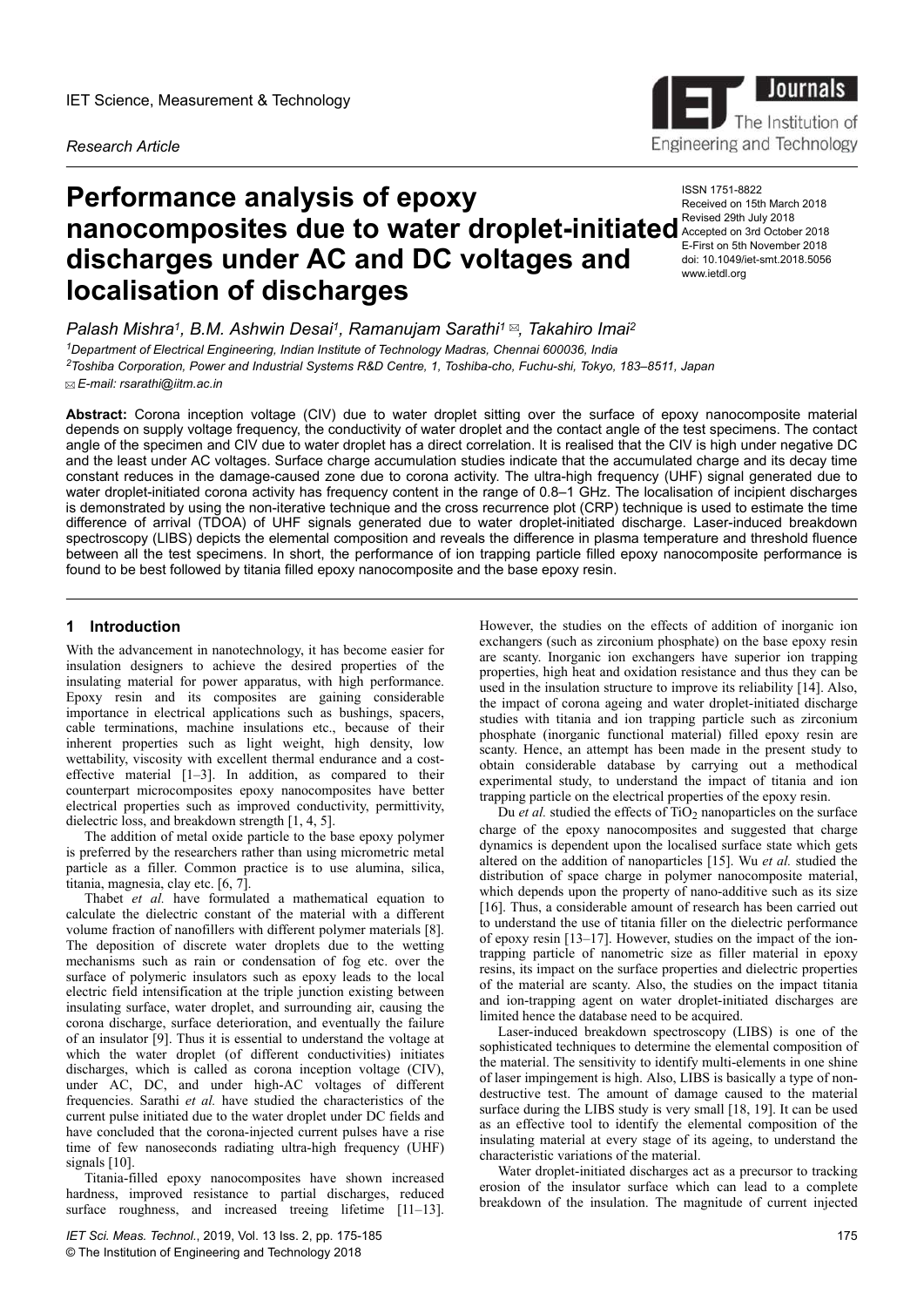IET Science, Measurement & Technology

*Research Article*

# Performance analysis of epoxy nanocomposites due to water droplet-initiated discharges under AC and DC voltages and localisation of discharges

ISSN 1751-8822
Received on 15th March 2018
Revised 29th July 2018
Accepted on 3rd October 2018
E-First on 5th November 2018
doi: 10.1049/iet-smt.2018.5056
www.ietdl.org

*Palash Mishra[1], B.M. Ashwin Desai[1], Ramanujam Sarathi[1] ✉, Takahiro Imai[2]*

[1]Department of Electrical Engineering, Indian Institute of Technology Madras, Chennai 600036, India
[2]Toshiba Corporation, Power and Industrial Systems R&D Centre, 1, Toshiba-cho, Fuchu-shi, Tokyo, 183–8511, Japan
✉ E-mail: rsarathi@iitm.ac.in

**Abstract:** Corona inception voltage (CIV) due to water droplet sitting over the surface of epoxy nanocomposite material depends on supply voltage frequency, the conductivity of water droplet and the contact angle of the test specimens. The contact angle of the specimen and CIV due to water droplet has a direct correlation. It is realised that the CIV is high under negative DC and the least under AC voltages. Surface charge accumulation studies indicate that the accumulated charge and its decay time constant reduces in the damage-caused zone due to corona activity. The ultra-high frequency (UHF) signal generated due to water droplet-initiated corona activity has frequency content in the range of 0.8–1 GHz. The localisation of incipient discharges is demonstrated by using the non-iterative technique and the cross recurrence plot (CRP) technique is used to estimate the time difference of arrival (TDOA) of UHF signals generated due to water droplet-initiated discharge. Laser-induced breakdown spectroscopy (LIBS) depicts the elemental composition and reveals the difference in plasma temperature and threshold fluence between all the test specimens. In short, the performance of ion trapping particle filled epoxy nanocomposite performance is found to be best followed by titania filled epoxy nanocomposite and the base epoxy resin.

## 1 Introduction

With the advancement in nanotechnology, it has become easier for insulation designers to achieve the desired properties of the insulating material for power apparatus, with high performance. Epoxy resin and its composites are gaining considerable importance in electrical applications such as bushings, spacers, cable terminations, machine insulations etc., because of their inherent properties such as light weight, high density, low wettability, viscosity with excellent thermal endurance and a cost-effective material [1–3]. In addition, as compared to their counterpart microcomposites epoxy nanocomposites have better electrical properties such as improved conductivity, permittivity, dielectric loss, and breakdown strength [1, 4, 5].

The addition of metal oxide particle to the base epoxy polymer is preferred by the researchers rather than using micrometric metal particle as a filler. Common practice is to use alumina, silica, titania, magnesia, clay etc. [6, 7].

Thabet *et al.* have formulated a mathematical equation to calculate the dielectric constant of the material with a different volume fraction of nanofillers with different polymer materials [8]. The deposition of discrete water droplets due to the wetting mechanisms such as rain or condensation of fog etc. over the surface of polymeric insulators such as epoxy leads to the local electric field intensification at the triple junction existing between insulating surface, water droplet, and surrounding air, causing the corona discharge, surface deterioration, and eventually the failure of an insulator [9]. Thus it is essential to understand the voltage at which the water droplet (of different conductivities) initiates discharges, which is called as corona inception voltage (CIV), under AC, DC, and under high-AC voltages of different frequencies. Sarathi *et al.* have studied the characteristics of the current pulse initiated due to the water droplet under DC fields and have concluded that the corona-injected current pulses have a rise time of few nanoseconds radiating ultra-high frequency (UHF) signals [10].

Titania-filled epoxy nanocomposites have shown increased hardness, improved resistance to partial discharges, reduced surface roughness, and increased treeing lifetime [11–13]. However, the studies on the effects of addition of inorganic ion exchangers (such as zirconium phosphate) on the base epoxy resin are scanty. Inorganic ion exchangers have superior ion trapping properties, high heat and oxidation resistance and thus they can be used in the insulation structure to improve its reliability [14]. Also, the impact of corona ageing and water droplet-initiated discharge studies with titania and ion trapping particle such as zirconium phosphate (inorganic functional material) filled epoxy resin are scanty. Hence, an attempt has been made in the present study to obtain considerable database by carrying out a methodical experimental study, to understand the impact of titania and ion trapping particle on the electrical properties of the epoxy resin.

Du *et al.* studied the effects of $TiO_2$ nanoparticles on the surface charge of the epoxy nanocomposites and suggested that charge dynamics is dependent upon the localised surface state which gets altered on the addition of nanoparticles [15]. Wu *et al.* studied the distribution of space charge in polymer nanocomposite material, which depends upon the property of nano-additive such as its size [16]. Thus, a considerable amount of research has been carried out to understand the use of titania filler on the dielectric performance of epoxy resin [13–17]. However, studies on the impact of the ion-trapping particle of nanometric size as filler material in epoxy resins, its impact on the surface properties and dielectric properties of the material are scanty. Also, the studies on the impact titania and ion-trapping agent on water droplet-initiated discharges are limited hence the database need to be acquired.

Laser-induced breakdown spectroscopy (LIBS) is one of the sophisticated techniques to determine the elemental composition of the material. The sensitivity to identify multi-elements in one shine of laser impingement is high. Also, LIBS is basically a type of non-destructive test. The amount of damage caused to the material surface during the LIBS study is very small [18, 19]. It can be used as an effective tool to identify the elemental composition of the insulating material at every stage of its ageing, to understand the characteristic variations of the material.

Water droplet-initiated discharges act as a precursor to tracking erosion of the insulator surface which can lead to a complete breakdown of the insulation. The magnitude of current injected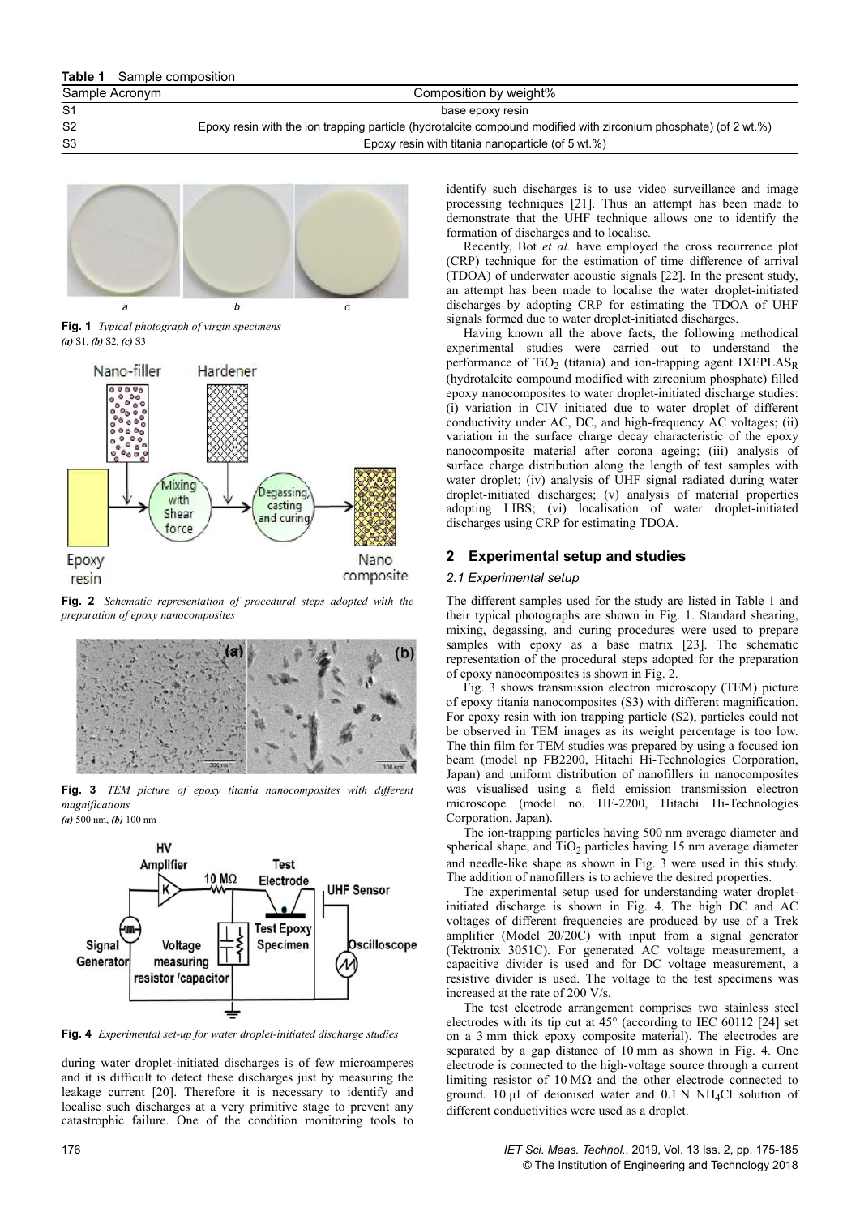**Table 1** Sample composition

| Sample Acronym | Composition by weight% |
|---|---|
| S1 | base epoxy resin |
| S2 | Epoxy resin with the ion trapping particle (hydrotalcite compound modified with zirconium phosphate) (of 2 wt.%) |
| S3 | Epoxy resin with titania nanoparticle (of 5 wt.%) |

**Fig. 1** *Typical photograph of virgin specimens*
*(a)* S1, *(b)* S2, *(c)* S3

**Fig. 2** *Schematic representation of procedural steps adopted with the preparation of epoxy nanocomposites*

**Fig. 3** *TEM picture of epoxy titania nanocomposites with different magnifications*
*(a)* 500 nm, *(b)* 100 nm

**Fig. 4** *Experimental set-up for water droplet-initiated discharge studies*

during water droplet-initiated discharges is of few microamperes and it is difficult to detect these discharges just by measuring the leakage current [20]. Therefore it is necessary to identify and localise such discharges at a very primitive stage to prevent any catastrophic failure. One of the condition monitoring tools to identify such discharges is to use video surveillance and image processing techniques [21]. Thus an attempt has been made to demonstrate that the UHF technique allows one to identify the formation of discharges and to localise.

Recently, Bot *et al.* have employed the cross recurrence plot (CRP) technique for the estimation of time difference of arrival (TDOA) of underwater acoustic signals [22]. In the present study, an attempt has been made to localise the water droplet-initiated discharges by adopting CRP for estimating the TDOA of UHF signals formed due to water droplet-initiated discharges.

Having known all the above facts, the following methodical experimental studies were carried out to understand the performance of $TiO_2$ (titania) and ion-trapping agent $IXEPLAS_R$ (hydrotalcite compound modified with zirconium phosphate) filled epoxy nanocomposites to water droplet-initiated discharge studies: (i) variation in CIV initiated due to water droplet of different conductivity under AC, DC, and high-frequency AC voltages; (ii) variation in the surface charge decay characteristic of the epoxy nanocomposite material after corona ageing; (iii) analysis of surface charge distribution along the length of test samples with water droplet; (iv) analysis of UHF signal radiated during water droplet-initiated discharges; (v) analysis of material properties adopting LIBS; (vi) localisation of water droplet-initiated discharges using CRP for estimating TDOA.

## 2 Experimental setup and studies

### 2.1 Experimental setup

The different samples used for the study are listed in Table 1 and their typical photographs are shown in Fig. 1. Standard shearing, mixing, degassing, and curing procedures were used to prepare samples with epoxy as a base matrix [23]. The schematic representation of the procedural steps adopted for the preparation of epoxy nanocomposites is shown in Fig. 2.

Fig. 3 shows transmission electron microscopy (TEM) picture of epoxy titania nanocomposites (S3) with different magnification. For epoxy resin with ion trapping particle (S2), particles could not be observed in TEM images as its weight percentage is too low. The thin film for TEM studies was prepared by using a focused ion beam (model np FB2200, Hitachi Hi-Technologies Corporation, Japan) and uniform distribution of nanofillers in nanocomposites was visualised using a field emission transmission electron microscope (model no. HF-2200, Hitachi Hi-Technologies Corporation, Japan).

The ion-trapping particles having 500 nm average diameter and spherical shape, and $TiO_2$ particles having 15 nm average diameter and needle-like shape as shown in Fig. 3 were used in this study. The addition of nanofillers is to achieve the desired properties.

The experimental setup used for understanding water droplet-initiated discharge is shown in Fig. 4. The high DC and AC voltages of different frequencies are produced by use of a Trek amplifier (Model 20/20C) with input from a signal generator (Tektronix 3051C). For generated AC voltage measurement, a capacitive divider is used and for DC voltage measurement, a resistive divider is used. The voltage to the test specimens was increased at the rate of 200 V/s.

The test electrode arrangement comprises two stainless steel electrodes with its tip cut at 45° (according to IEC 60112 [24] set on a 3 mm thick epoxy composite material). The electrodes are separated by a gap distance of 10 mm as shown in Fig. 4. One electrode is connected to the high-voltage source through a current limiting resistor of 10 MΩ and the other electrode connected to ground. 10 µl of deionised water and 0.1 N $NH_4Cl$ solution of different conductivities were used as a droplet.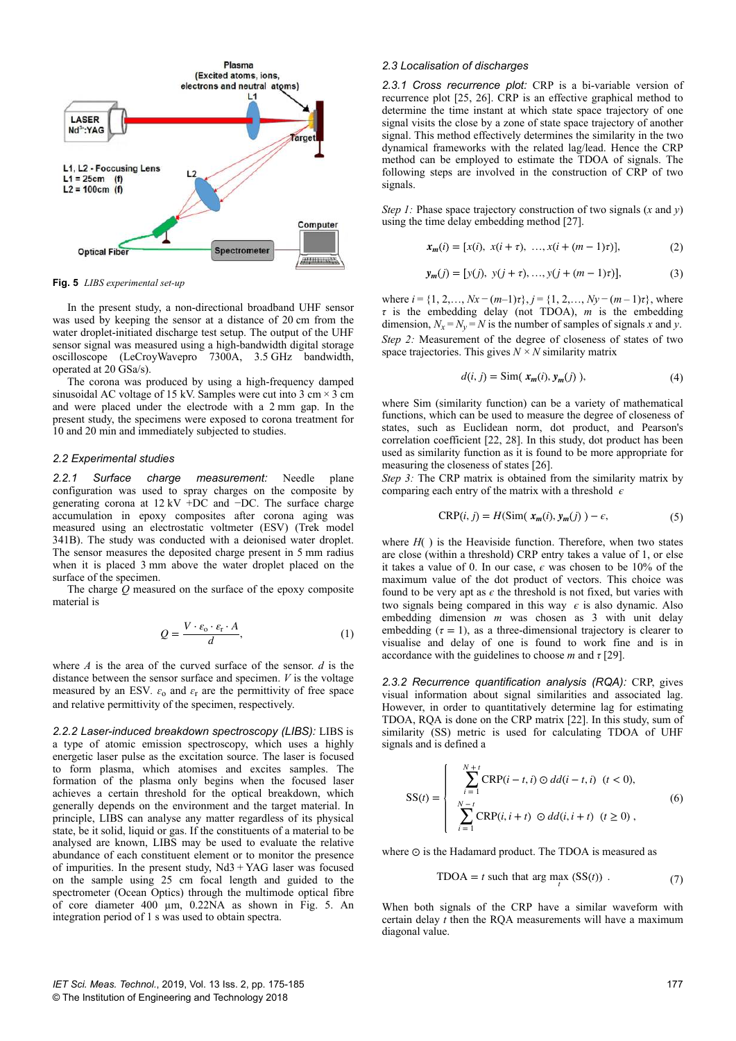Fig. 5 *LIBS experimental set-up*

In the present study, a non-directional broadband UHF sensor was used by keeping the sensor at a distance of 20 cm from the water droplet-initiated discharge test setup. The output of the UHF sensor signal was measured using a high-bandwidth digital storage oscilloscope (LeCroyWavepro 7300A, 3.5 GHz bandwidth, operated at 20 GSa/s).

The corona was produced by using a high-frequency damped sinusoidal AC voltage of 15 kV. Samples were cut into 3 cm × 3 cm and were placed under the electrode with a 2 mm gap. In the present study, the specimens were exposed to corona treatment for 10 and 20 min and immediately subjected to studies.

### 2.2 Experimental studies

*2.2.1 Surface charge measurement:* Needle plane configuration was used to spray charges on the composite by generating corona at 12 kV +DC and −DC. The surface charge accumulation in epoxy composites after corona aging was measured using an electrostatic voltmeter (ESV) (Trek model 341B). The study was conducted with a deionised water droplet. The sensor measures the deposited charge present in 5 mm radius when it is placed 3 mm above the water droplet placed on the surface of the specimen.

The charge $Q$ measured on the surface of the epoxy composite material is

$$Q = \frac{V \cdot \varepsilon_o \cdot \varepsilon_r \cdot A}{d}, \tag{1}$$

where $A$ is the area of the curved surface of the sensor. $d$ is the distance between the sensor surface and specimen. $V$ is the voltage measured by an ESV. $\varepsilon_o$ and $\varepsilon_r$ are the permittivity of free space and relative permittivity of the specimen, respectively.

*2.2.2 Laser-induced breakdown spectroscopy (LIBS):* LIBS is a type of atomic emission spectroscopy, which uses a highly energetic laser pulse as the excitation source. The laser is focused to form plasma, which atomises and excites samples. The formation of the plasma only begins when the focused laser achieves a certain threshold for the optical breakdown, which generally depends on the environment and the target material. In principle, LIBS can analyse any matter regardless of its physical state, be it solid, liquid or gas. If the constituents of a material to be analysed are known, LIBS may be used to evaluate the relative abundance of each constituent element or to monitor the presence of impurities. In the present study, Nd3 + YAG laser was focused on the sample using 25 cm focal length and guided to the spectrometer (Ocean Optics) through the multimode optical fibre of core diameter 400 µm, 0.22NA as shown in Fig. 5. An integration period of 1 s was used to obtain spectra.

### 2.3 Localisation of discharges

*2.3.1 Cross recurrence plot:* CRP is a bi-variable version of recurrence plot [25, 26]. CRP is an effective graphical method to determine the time instant at which state space trajectory of one signal visits the close by a zone of state space trajectory of another signal. This method effectively determines the similarity in the two dynamical frameworks with the related lag/lead. Hence the CRP method can be employed to estimate the TDOA of signals. The following steps are involved in the construction of CRP of two signals.

*Step 1:* Phase space trajectory construction of two signals ($x$ and $y$) using the time delay embedding method [27].

$$\boldsymbol{x_m}(i) = [x(i),\ x(i+\tau),\ \ldots, x(i+(m-1)\tau)], \tag{2}$$

$$\boldsymbol{y_m}(j) = [y(j),\ y(j+\tau), \ldots, y(j+(m-1)\tau)], \tag{3}$$

where $i = \{1, 2, \ldots, Nx-(m-1)\tau\}$, $j = \{1, 2, \ldots, Ny-(m-1)\tau\}$, where $\tau$ is the embedding delay (not TDOA), $m$ is the embedding dimension, $N_x = N_y = N$ is the number of samples of signals $x$ and $y$.

*Step 2:* Measurement of the degree of closeness of states of two space trajectories. This gives $N \times N$ similarity matrix

$$d(i, j) = \mathrm{Sim}(\ \boldsymbol{x_m}(i), \boldsymbol{y_m}(j)\ ), \tag{4}$$

where Sim (similarity function) can be a variety of mathematical functions, which can be used to measure the degree of closeness of states, such as Euclidean norm, dot product, and Pearson's correlation coefficient [22, 28]. In this study, dot product has been used as similarity function as it is found to be more appropriate for measuring the closeness of states [26].

*Step 3:* The CRP matrix is obtained from the similarity matrix by comparing each entry of the matrix with a threshold $\epsilon$

$$\mathrm{CRP}(i, j) = H(\mathrm{Sim}(\ \boldsymbol{x_m}(i), \boldsymbol{y_m}(j)\ ) - \epsilon, \tag{5}$$

where $H(\ )$ is the Heaviside function. Therefore, when two states are close (within a threshold) CRP entry takes a value of 1, or else it takes a value of 0. In our case, $\epsilon$ was chosen to be 10% of the maximum value of the dot product of vectors. This choice was found to be very apt as $\epsilon$ the threshold is not fixed, but varies with two signals being compared in this way $\epsilon$ is also dynamic. Also embedding dimension $m$ was chosen as 3 with unit delay embedding ($\tau = 1$), as a three-dimensional trajectory is clearer to visualise and delay of one is found to work fine and is in accordance with the guidelines to choose $m$ and $\tau$ [29].

*2.3.2 Recurrence quantification analysis (RQA):* CRP, gives visual information about signal similarities and associated lag. However, in order to quantitatively determine lag for estimating TDOA, RQA is done on the CRP matrix [22]. In this study, sum of similarity (SS) metric is used for calculating TDOA of UHF signals and is defined a

$$\mathrm{SS}(t) = \begin{cases} \displaystyle\sum_{i=1}^{N+t} \mathrm{CRP}(i-t, i) \odot dd(i-t, i) \ \ (t < 0), \\ \displaystyle\sum_{i=1}^{N-t} \mathrm{CRP}(i, i+t)\ \odot dd(i, i+t)\ \ (t \geq 0)\ , \end{cases} \tag{6}$$

where $\odot$ is the Hadamard product. The TDOA is measured as

$$\mathrm{TDOA} = t \text{ such that } \arg \max_t\ (\mathrm{SS}(t))\ . \tag{7}$$

When both signals of the CRP have a similar waveform with certain delay $t$ then the RQA measurements will have a maximum diagonal value.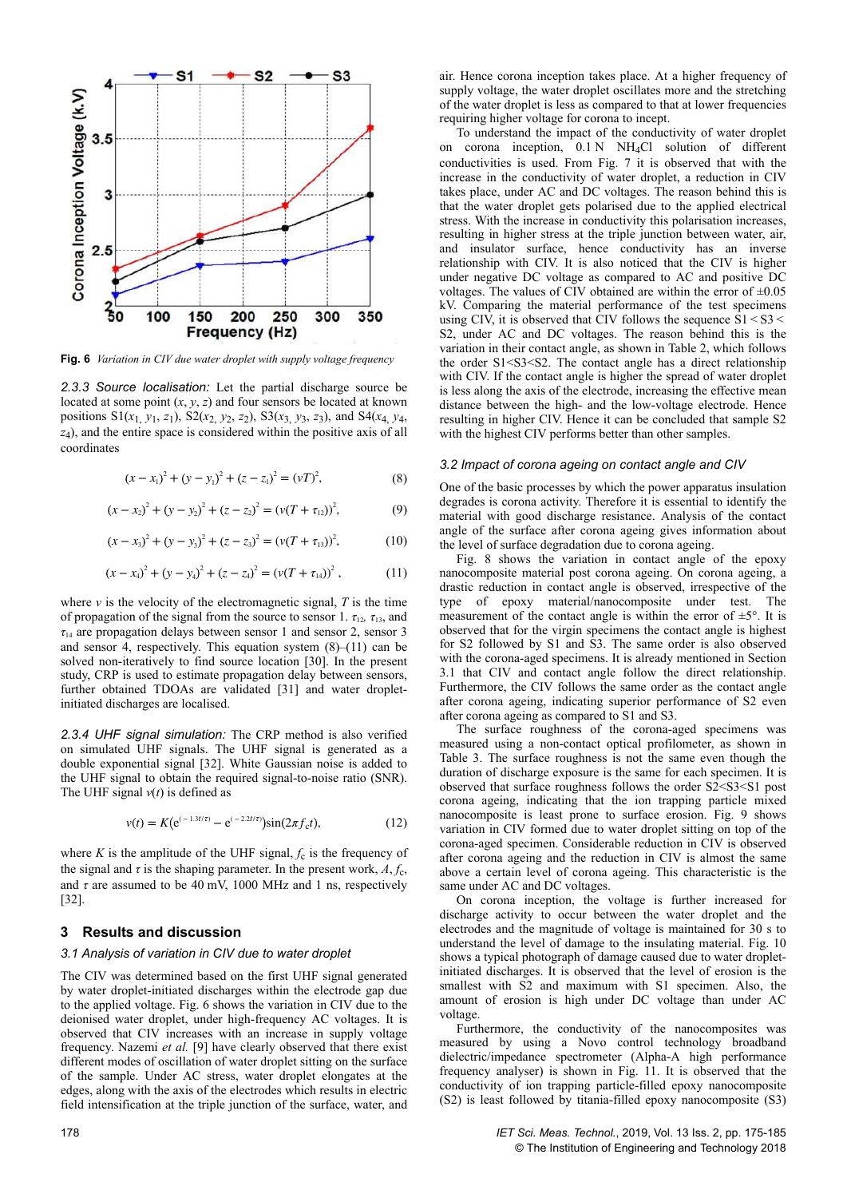Fig. 6 *Variation in CIV due water droplet with supply voltage frequency*

*2.3.3 Source localisation:* Let the partial discharge source be located at some point $(x, y, z)$ and four sensors be located at known positions $S1(x_1, y_1, z_1)$, $S2(x_2, y_2, z_2)$, $S3(x_3, y_3, z_3)$, and $S4(x_4, y_4, z_4)$, and the entire space is considered within the positive axis of all coordinates

$$(x - x_1)^2 + (y - y_1)^2 + (z - z_1)^2 = (vT)^2, \quad (8)$$

$$(x - x_2)^2 + (y - y_2)^2 + (z - z_2)^2 = (v(T + \tau_{12}))^2, \quad (9)$$

$$(x - x_3)^2 + (y - y_3)^2 + (z - z_3)^2 = (v(T + \tau_{13}))^2, \quad (10)$$

$$(x - x_4)^2 + (y - y_4)^2 + (z - z_4)^2 = (v(T + \tau_{14}))^2, \quad (11)$$

where $v$ is the velocity of the electromagnetic signal, $T$ is the time of propagation of the signal from the source to sensor 1. $\tau_{12}$, $\tau_{13}$, and $\tau_{14}$ are propagation delays between sensor 1 and sensor 2, sensor 3 and sensor 4, respectively. This equation system (8)–(11) can be solved non-iteratively to find source location [30]. In the present study, CRP is used to estimate propagation delay between sensors, further obtained TDOAs are validated [31] and water droplet-initiated discharges are localised.

*2.3.4 UHF signal simulation:* The CRP method is also verified on simulated UHF signals. The UHF signal is generated as a double exponential signal [32]. White Gaussian noise is added to the UHF signal to obtain the required signal-to-noise ratio (SNR). The UHF signal $v(t)$ is defined as

$$v(t) = K(e^{(-1.3t/\tau)} - e^{(-2.2t/\tau)})\sin(2\pi f_c t), \quad (12)$$

where $K$ is the amplitude of the UHF signal, $f_c$ is the frequency of the signal and $\tau$ is the shaping parameter. In the present work, $A$, $f_c$, and $\tau$ are assumed to be 40 mV, 1000 MHz and 1 ns, respectively [32].

## 3 Results and discussion

### 3.1 Analysis of variation in CIV due to water droplet

The CIV was determined based on the first UHF signal generated by water droplet-initiated discharges within the electrode gap due to the applied voltage. Fig. 6 shows the variation in CIV due to the deionised water droplet, under high-frequency AC voltages. It is observed that CIV increases with an increase in supply voltage frequency. Nazemi *et al.* [9] have clearly observed that there exist different modes of oscillation of water droplet sitting on the surface of the sample. Under AC stress, water droplet elongates at the edges, along with the axis of the electrodes which results in electric field intensification at the triple junction of the surface, water, and air. Hence corona inception takes place. At a higher frequency of supply voltage, the water droplet oscillates more and the stretching of the water droplet is less as compared to that at lower frequencies requiring higher voltage for corona to incept.

To understand the impact of the conductivity of water droplet on corona inception, 0.1 N $NH_4Cl$ solution of different conductivities is used. From Fig. 7 it is observed that with the increase in the conductivity of water droplet, a reduction in CIV takes place, under AC and DC voltages. The reason behind this is that the water droplet gets polarised due to the applied electrical stress. With the increase in conductivity this polarisation increases, resulting in higher stress at the triple junction between water, air, and insulator surface, hence conductivity has an inverse relationship with CIV. It is also noticed that the CIV is higher under negative DC voltage as compared to AC and positive DC voltages. The values of CIV obtained are within the error of ±0.05 kV. Comparing the material performance of the test specimens using CIV, it is observed that CIV follows the sequence S1 < S3 < S2, under AC and DC voltages. The reason behind this is the variation in their contact angle, as shown in Table 2, which follows the order S1<S3<S2. The contact angle has a direct relationship with CIV. If the contact angle is higher the spread of water droplet is less along the axis of the electrode, increasing the effective mean distance between the high- and the low-voltage electrode. Hence resulting in higher CIV. Hence it can be concluded that sample S2 with the highest CIV performs better than other samples.

### 3.2 Impact of corona ageing on contact angle and CIV

One of the basic processes by which the power apparatus insulation degrades is corona activity. Therefore it is essential to identify the material with good discharge resistance. Analysis of the contact angle of the surface after corona ageing gives information about the level of surface degradation due to corona ageing.

Fig. 8 shows the variation in contact angle of the epoxy nanocomposite material post corona ageing. On corona ageing, a drastic reduction in contact angle is observed, irrespective of the type of epoxy material/nanocomposite under test. The measurement of the contact angle is within the error of ±5°. It is observed that for the virgin specimens the contact angle is highest for S2 followed by S1 and S3. The same order is also observed with the corona-aged specimens. It is already mentioned in Section 3.1 that CIV and contact angle follow the direct relationship. Furthermore, the CIV follows the same order as the contact angle after corona ageing, indicating superior performance of S2 even after corona ageing as compared to S1 and S3.

The surface roughness of the corona-aged specimens was measured using a non-contact optical profilometer, as shown in Table 3. The surface roughness is not the same even though the duration of discharge exposure is the same for each specimen. It is observed that surface roughness follows the order S2<S3<S1 post corona ageing, indicating that the ion trapping particle mixed nanocomposite is least prone to surface erosion. Fig. 9 shows variation in CIV formed due to water droplet sitting on top of the corona-aged specimen. Considerable reduction in CIV is observed after corona ageing and the reduction in CIV is almost the same above a certain level of corona ageing. This characteristic is the same under AC and DC voltages.

On corona inception, the voltage is further increased for discharge activity to occur between the water droplet and the electrodes and the magnitude of voltage is maintained for 30 s to understand the level of damage to the insulating material. Fig. 10 shows a typical photograph of damage caused due to water droplet-initiated discharges. It is observed that the level of erosion is the smallest with S2 and maximum with S1 specimen. Also, the amount of erosion is high under DC voltage than under AC voltage.

Furthermore, the conductivity of the nanocomposites was measured by using a Novo control technology broadband dielectric/impedance spectrometer (Alpha-A high performance frequency analyser) is shown in Fig. 11. It is observed that the conductivity of ion trapping particle-filled epoxy nanocomposite (S2) is least followed by titania-filled epoxy nanocomposite (S3)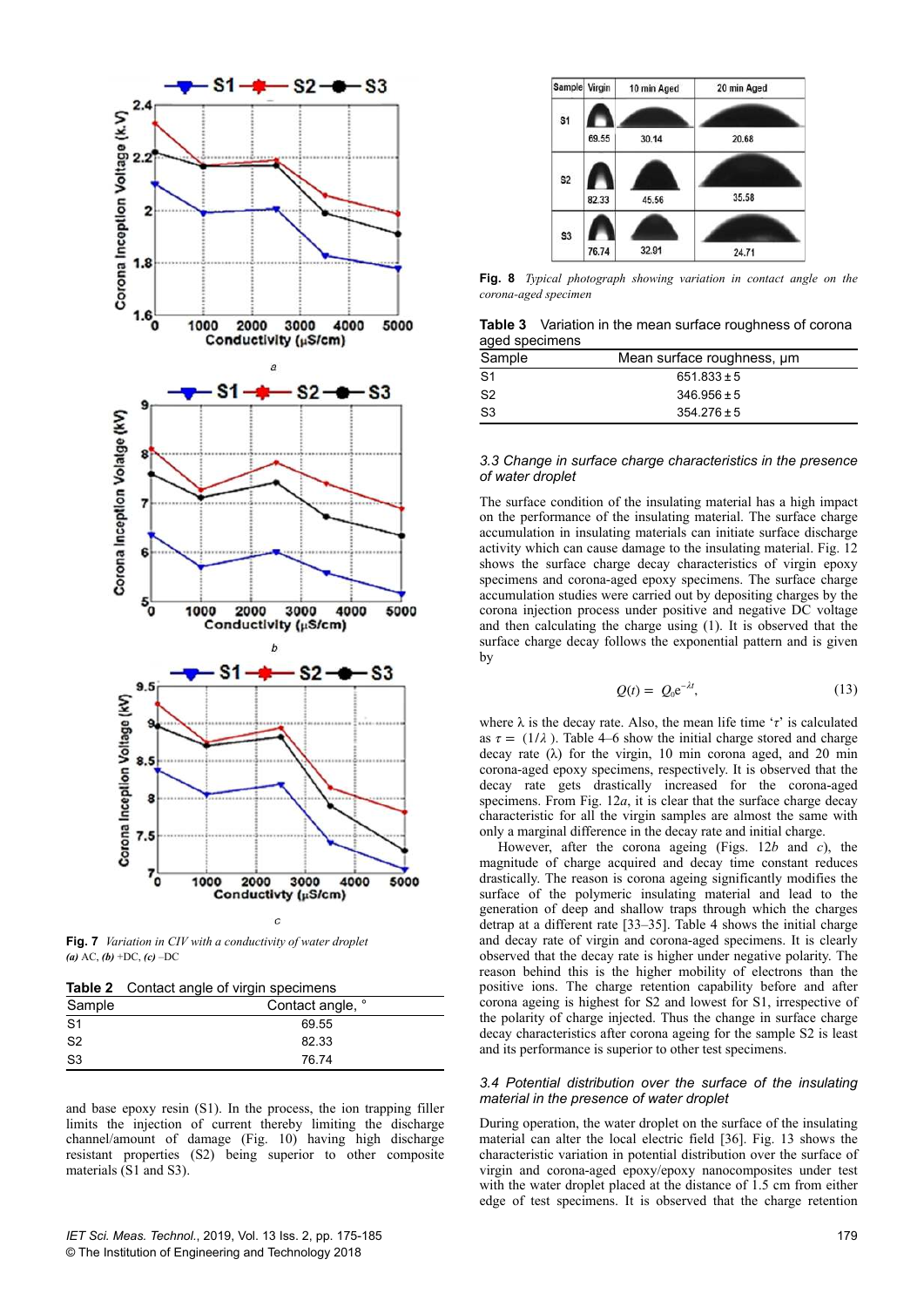Fig. 7 *Variation in CIV with a conductivity of water droplet*
***(a)*** AC, ***(b)*** +DC, ***(c)*** –DC

**Table 2** Contact angle of virgin specimens

| Sample | Contact angle, ° |
|---|---|
| S1 | 69.55 |
| S2 | 82.33 |
| S3 | 76.74 |

and base epoxy resin (S1). In the process, the ion trapping filler limits the injection of current thereby limiting the discharge channel/amount of damage (Fig. 10) having high discharge resistant properties (S2) being superior to other composite materials (S1 and S3).

| Sample | Virgin | 10 min Aged | 20 min Aged |
|---|---|---|---|
| S1 | 69.55 | 30.14 | 20.68 |
| S2 | 82.33 | 45.56 | 35.58 |
| S3 | 76.74 | 32.81 | 24.71 |

**Fig. 8** *Typical photograph showing variation in contact angle on the corona-aged specimen*

**Table 3** Variation in the mean surface roughness of corona aged specimens

| Sample | Mean surface roughness, μm |
|---|---|
| S1 | 651.833 ± 5 |
| S2 | 346.956 ± 5 |
| S3 | 354.276 ± 5 |

### *3.3 Change in surface charge characteristics in the presence of water droplet*

The surface condition of the insulating material has a high impact on the performance of the insulating material. The surface charge accumulation in insulating materials can initiate surface discharge activity which can cause damage to the insulating material. Fig. 12 shows the surface charge decay characteristics of virgin epoxy specimens and corona-aged epoxy specimens. The surface charge accumulation studies were carried out by depositing charges by the corona injection process under positive and negative DC voltage and then calculating the charge using (1). It is observed that the surface charge decay follows the exponential pattern and is given by

$$Q(t) = Q_0 e^{-\lambda t}, \tag{13}$$

where λ is the decay rate. Also, the mean life time '$\tau$' is calculated as $\tau = (1/\lambda)$. Table 4–6 show the initial charge stored and charge decay rate (λ) for the virgin, 10 min corona aged, and 20 min corona-aged epoxy specimens, respectively. It is observed that the decay rate gets drastically increased for the corona-aged specimens. From Fig. 12*a*, it is clear that the surface charge decay characteristic for all the virgin samples are almost the same with only a marginal difference in the decay rate and initial charge.

However, after the corona ageing (Figs. 12*b* and *c*), the magnitude of charge acquired and decay time constant reduces drastically. The reason is corona ageing significantly modifies the surface of the polymeric insulating material and lead to the generation of deep and shallow traps through which the charges detrap at a different rate [33–35]. Table 4 shows the initial charge and decay rate of virgin and corona-aged specimens. It is clearly observed that the decay rate is higher under negative polarity. The reason behind this is the higher mobility of electrons than the positive ions. The charge retention capability before and after corona ageing is highest for S2 and lowest for S1, irrespective of the polarity of charge injected. Thus the change in surface charge decay characteristics after corona ageing for the sample S2 is least and its performance is superior to other test specimens.

### *3.4 Potential distribution over the surface of the insulating material in the presence of water droplet*

During operation, the water droplet on the surface of the insulating material can alter the local electric field [36]. Fig. 13 shows the characteristic variation in potential distribution over the surface of virgin and corona-aged epoxy/epoxy nanocomposites under test with the water droplet placed at the distance of 1.5 cm from either edge of test specimens. It is observed that the charge retention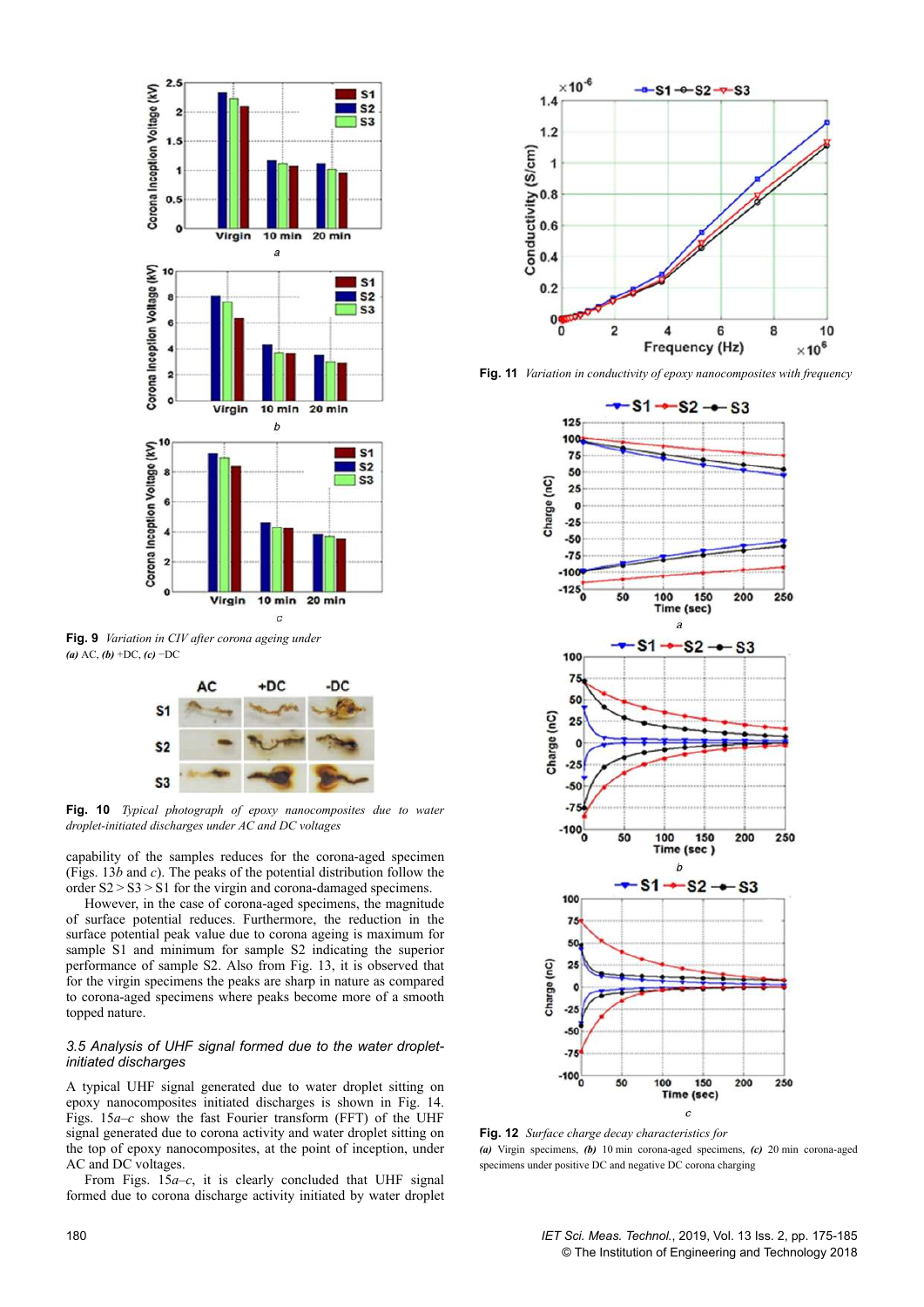Fig. 9 *Variation in CIV after corona ageing under*
*(a)* AC, *(b)* +DC, *(c)* −DC

Fig. 10 *Typical photograph of epoxy nanocomposites due to water droplet-initiated discharges under AC and DC voltages*

capability of the samples reduces for the corona-aged specimen (Figs. 13*b* and *c*). The peaks of the potential distribution follow the order S2 > S3 > S1 for the virgin and corona-damaged specimens.

However, in the case of corona-aged specimens, the magnitude of surface potential reduces. Furthermore, the reduction in the surface potential peak value due to corona ageing is maximum for sample S1 and minimum for sample S2 indicating the superior performance of sample S2. Also from Fig. 13, it is observed that for the virgin specimens the peaks are sharp in nature as compared to corona-aged specimens where peaks become more of a smooth topped nature.

### *3.5 Analysis of UHF signal formed due to the water droplet-initiated discharges*

A typical UHF signal generated due to water droplet sitting on epoxy nanocomposites initiated discharges is shown in Fig. 14. Figs. 15*a*–*c* show the fast Fourier transform (FFT) of the UHF signal generated due to corona activity and water droplet sitting on the top of epoxy nanocomposites, at the point of inception, under AC and DC voltages.

From Figs. 15*a*–*c*, it is clearly concluded that UHF signal formed due to corona discharge activity initiated by water droplet

Fig. 11 *Variation in conductivity of epoxy nanocomposites with frequency*

Fig. 12 *Surface charge decay characteristics for*
*(a)* Virgin specimens, *(b)* 10 min corona-aged specimens, *(c)* 20 min corona-aged specimens under positive DC and negative DC corona charging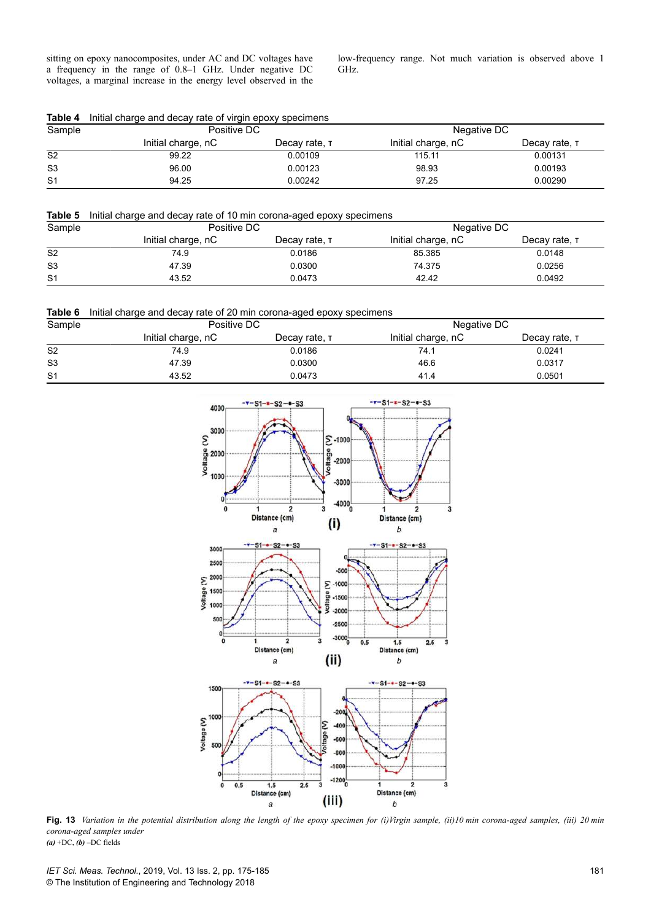sitting on epoxy nanocomposites, under AC and DC voltages have a frequency in the range of 0.8–1 GHz. Under negative DC voltages, a marginal increase in the energy level observed in the low-frequency range. Not much variation is observed above 1 GHz.

**Table 4** Initial charge and decay rate of virgin epoxy specimens

| Sample | Positive DC | | Negative DC | |
|---|---|---|---|---|
| | Initial charge, nC | Decay rate, τ | Initial charge, nC | Decay rate, τ |
| S2 | 99.22 | 0.00109 | 115.11 | 0.00131 |
| S3 | 96.00 | 0.00123 | 98.93 | 0.00193 |
| S1 | 94.25 | 0.00242 | 97.25 | 0.00290 |

**Table 5** Initial charge and decay rate of 10 min corona-aged epoxy specimens

| Sample | Positive DC | | Negative DC | |
|---|---|---|---|---|
| | Initial charge, nC | Decay rate, τ | Initial charge, nC | Decay rate, τ |
| S2 | 74.9 | 0.0186 | 85.385 | 0.0148 |
| S3 | 47.39 | 0.0300 | 74.375 | 0.0256 |
| S1 | 43.52 | 0.0473 | 42.42 | 0.0492 |

**Table 6** Initial charge and decay rate of 20 min corona-aged epoxy specimens

| Sample | Positive DC | | Negative DC | |
|---|---|---|---|---|
| | Initial charge, nC | Decay rate, τ | Initial charge, nC | Decay rate, τ |
| S2 | 74.9 | 0.0186 | 74.1 | 0.0241 |
| S3 | 47.39 | 0.0300 | 46.6 | 0.0317 |
| S1 | 43.52 | 0.0473 | 41.4 | 0.0501 |

**Fig. 13** *Variation in the potential distribution along the length of the epoxy specimen for (i)Virgin sample, (ii)10 min corona-aged samples, (iii) 20 min corona-aged samples under*
***(a)*** +DC, ***(b)*** –DC fields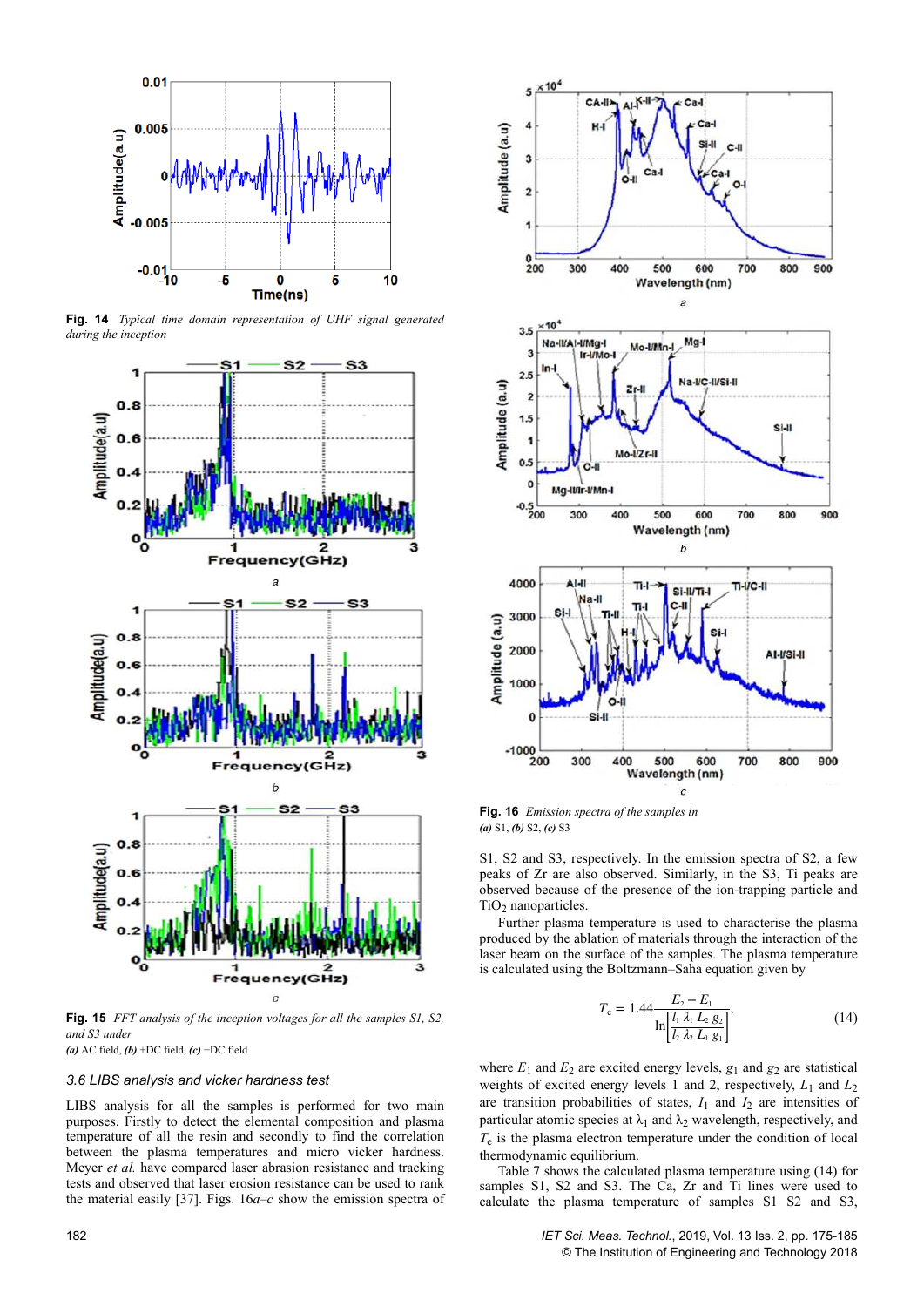**Fig. 14** *Typical time domain representation of UHF signal generated during the inception*

**Fig. 15** *FFT analysis of the inception voltages for all the samples S1, S2, and S3 under*
***(a)*** AC field, ***(b)*** +DC field, ***(c)*** −DC field

### 3.6 LIBS analysis and vicker hardness test

LIBS analysis for all the samples is performed for two main purposes. Firstly to detect the elemental composition and plasma temperature of all the resin and secondly to find the correlation between the plasma temperatures and micro vicker hardness. Meyer *et al.* have compared laser abrasion resistance and tracking tests and observed that laser erosion resistance can be used to rank the material easily [37]. Figs. 16*a–c* show the emission spectra of S1, S2 and S3, respectively. In the emission spectra of S2, a few peaks of Zr are also observed. Similarly, in the S3, Ti peaks are observed because of the presence of the ion-trapping particle and $TiO_2$ nanoparticles.

**Fig. 16** *Emission spectra of the samples in*
***(a)*** S1, ***(b)*** S2, ***(c)*** S3

Further plasma temperature is used to characterise the plasma produced by the ablation of materials through the interaction of the laser beam on the surface of the samples. The plasma temperature is calculated using the Boltzmann–Saha equation given by

$$T_e = 1.44 \frac{E_2 - E_1}{\ln\left[\dfrac{I_1\ \lambda_1\ L_2\ g_2}{I_2\ \lambda_2\ L_1\ g_1}\right]}, \tag{14}$$

where $E_1$ and $E_2$ are excited energy levels, $g_1$ and $g_2$ are statistical weights of excited energy levels 1 and 2, respectively, $L_1$ and $L_2$ are transition probabilities of states, $I_1$ and $I_2$ are intensities of particular atomic species at $\lambda_1$ and $\lambda_2$ wavelength, respectively, and $T_e$ is the plasma electron temperature under the condition of local thermodynamic equilibrium.

Table 7 shows the calculated plasma temperature using (14) for samples S1, S2 and S3. The Ca, Zr and Ti lines were used to calculate the plasma temperature of samples S1 S2 and S3,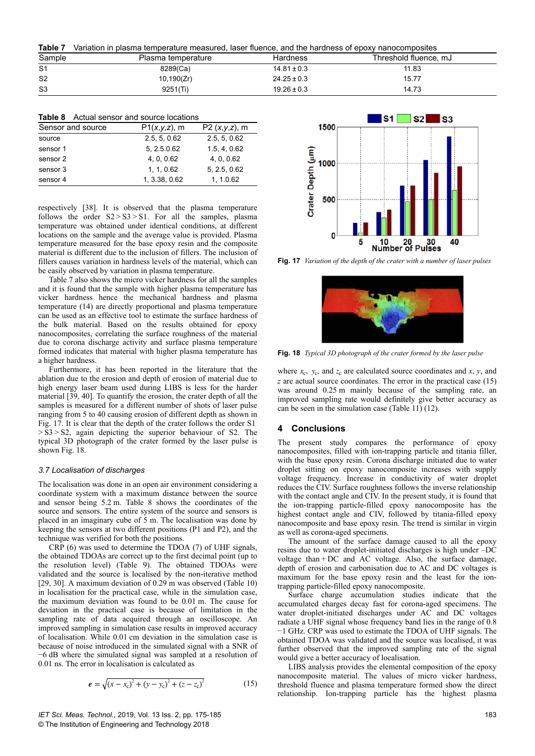**Table 7** Variation in plasma temperature measured, laser fluence, and the hardness of epoxy nanocomposites

| Sample | Plasma temperature | Hardness | Threshold fluence, mJ |
|---|---|---|---|
| S1 | 8289(Ca) | 14.81 ± 0.3 | 11.83 |
| S2 | 10,190(Zr) | 24.25 ± 0.3 | 15.77 |
| S3 | 9251(Ti) | 19.26 ± 0.3 | 14.73 |

**Table 8** Actual sensor and source locations

| Sensor and source | P1(*x*,*y*,*z*), m | P2 (*x*,*y*,*z*), m |
|---|---|---|
| source | 2.5, 5, 0.62 | 2.5, 5, 0.62 |
| sensor 1 | 5, 2.5.0.62 | 1.5, 4, 0.62 |
| sensor 2 | 4, 0, 0.62 | 4, 0, 0.62 |
| sensor 3 | 1, 1, 0.62 | 5, 2.5, 0.62 |
| sensor 4 | 1, 3.38, 0.62 | 1, 1.0.62 |

respectively [38]. It is observed that the plasma temperature follows the order S2 > S3 > S1. For all the samples, plasma temperature was obtained under identical conditions, at different locations on the sample and the average value is provided. Plasma temperature measured for the base epoxy resin and the composite material is different due to the inclusion of fillers. The inclusion of fillers causes variation in hardness levels of the material, which can be easily observed by variation in plasma temperature.

Table 7 also shows the micro vicker hardness for all the samples and it is found that the sample with higher plasma temperature has vicker hardness hence the mechanical hardness and plasma temperature (14) are directly proportional and plasma temperature can be used as an effective tool to estimate the surface hardness of the bulk material. Based on the results obtained for epoxy nanocomposites, correlating the surface roughness of the material due to corona discharge activity and surface plasma temperature formed indicates that material with higher plasma temperature has a higher hardness.

Furthermore, it has been reported in the literature that the ablation due to the erosion and depth of erosion of material due to high energy laser beam used during LIBS is less for the harder material [39, 40]. To quantify the erosion, the crater depth of all the samples is measured for a different number of shots of laser pulse ranging from 5 to 40 causing erosion of different depth as shown in Fig. 17. It is clear that the depth of the crater follows the order S1 > S3 > S2, again depicting the superior behaviour of S2. The typical 3D photograph of the crater formed by the laser pulse is shown Fig. 18.

**Fig. 17** *Variation of the depth of the crater with a number of laser pulses*

**Fig. 18** *Typical 3D photograph of the crater formed by the laser pulse*

### 3.7 Localisation of discharges

The localisation was done in an open air environment considering a coordinate system with a maximum distance between the source and sensor being 5.2 m. Table 8 shows the coordinates of the source and sensors. The entire system of the source and sensors is placed in an imaginary cube of 5 m. The localisation was done by keeping the sensors at two different positions (P1 and P2), and the technique was verified for both the positions.

CRP (6) was used to determine the TDOA (7) of UHF signals, the obtained TDOAs are correct up to the first decimal point (up to the resolution level) (Table 9). The obtained TDOAs were validated and the source is localised by the non-iterative method [29, 30]. A maximum deviation of 0.29 m was observed (Table 10) in localisation for the practical case, while in the simulation case, the maximum deviation was found to be 0.01 m. The cause for deviation in the practical case is because of limitation in the sampling rate of data acquired through an oscilloscope. An improved sampling in simulation case results in improved accuracy of localisation. While 0.01 cm deviation in the simulation case is because of noise introduced in the simulated signal with a SNR of −6 dB where the simulated signal was sampled at a resolution of 0.01 ns. The error in localisation is calculated as

$$e = \sqrt{(x - x_c)^2 + (y - y_c)^2 + (z - z_c)^2} \qquad (15)$$

where $x_c$, $y_c$, and $z_c$ are calculated source coordinates and $x$, $y$, and $z$ are actual source coordinates. The error in the practical case (15) was around 0.25 m mainly because of the sampling rate, an improved sampling rate would definitely give better accuracy as can be seen in the simulation case (Table 11) (12).

## 4 Conclusions

The present study compares the performance of epoxy nanocomposites, filled with ion-trapping particle and titania filler, with the base epoxy resin. Corona discharge initiated due to water droplet sitting on epoxy nanocomposite increases with supply voltage frequency. Increase in conductivity of water droplet reduces the CIV. Surface roughness follows the inverse relationship with the contact angle and CIV. In the present study, it is found that the ion-trapping particle-filled epoxy nanocomposite has the highest contact angle and CIV, followed by titania-filled epoxy nanocomposite and base epoxy resin. The trend is similar in virgin as well as corona-aged specimens.

The amount of the surface damage caused to all the epoxy resins due to water droplet-initiated discharges is high under −DC voltage than + DC and AC voltage. Also, the surface damage, depth of erosion and carbonisation due to AC and DC voltages is maximum for the base epoxy resin and the least for the ion-trapping particle-filled epoxy nanocomposite.

Surface charge accumulation studies indicate that the accumulated charges decay fast for corona-aged specimens. The water droplet-initiated discharges under AC and DC voltages radiate a UHF signal whose frequency band lies in the range of 0.8 −1 GHz. CRP was used to estimate the TDOA of UHF signals. The obtained TDOA was validated and the source was localised. It was further observed that the improved sampling rate of the signal would give a better accuracy of localisation.

LIBS analysis provides the elemental composition of the epoxy nanocomposite material. The values of micro vicker hardness, threshold fluence and plasma temperature formed show the direct relationship. Ion-trapping particle has the highest plasma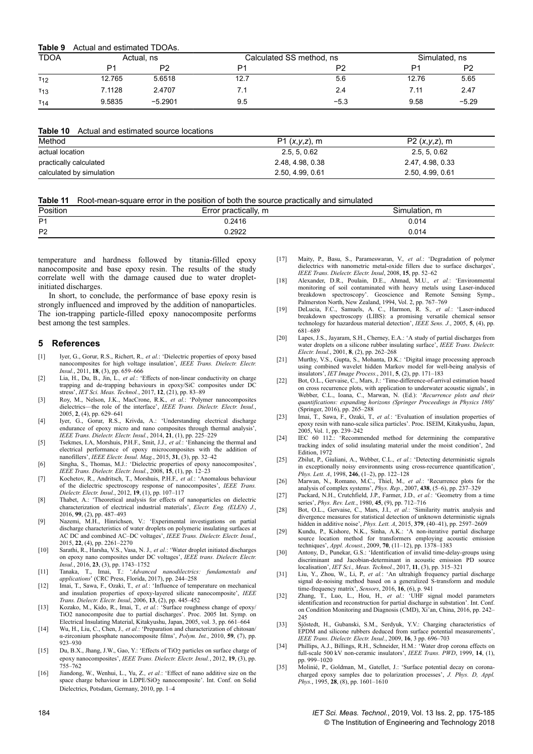**Table 9** Actual and estimated TDOAs.

| TDOA | Actual, ns | | Calculated SS method, ns | | Simulated, ns | |
|---|---|---|---|---|---|---|
| | P1 | P2 | P1 | P2 | P1 | P2 |
| $\tau_{12}$ | 12.765 | 5.6518 | 12.7 | 5.6 | 12.76 | 5.65 |
| $\tau_{13}$ | 7.1128 | 2.4707 | 7.1 | 2.4 | 7.11 | 2.47 |
| $\tau_{14}$ | 9.5835 | −5.2901 | 9.5 | −5.3 | 9.58 | −5.29 |

**Table 10** Actual and estimated source locations

| Method | P1 $(x,y,z)$, m | P2 $(x,y,z)$, m |
|---|---|---|
| actual location | 2.5, 5, 0.62 | 2.5, 5, 0.62 |
| practically calculated | 2.48, 4.98, 0.38 | 2.47, 4.98, 0.33 |
| calculated by simulation | 2.50, 4.99, 0.61 | 2.50, 4.99, 0.61 |

**Table 11** Root-mean-square error in the position of both the source practically and simulated

| Position | Error practically, m | Simulation, m |
|---|---|---|
| P1 | 0.2416 | 0.014 |
| P2 | 0.2922 | 0.014 |

temperature and hardness followed by titania-filled epoxy nanocomposite and base epoxy resin. The results of the study correlate well with the damage caused due to water droplet-initiated discharges.

In short, to conclude, the performance of base epoxy resin is strongly influenced and improved by the addition of nanoparticles. The ion-trapping particle-filled epoxy nanocomposite performs best among the test samples.

## 5 References

[1] Iyer, G., Gorur, R.S., Richert, R., *et al.*: 'Dielectric properties of epoxy based nanocomposites for high voltage insulation', *IEEE Trans. Dielectr. Electr. Insul.*, 2011, **18**, (3), pp. 659–666

[2] Lia, H., Du, B., Jin, L., *et al.*: 'Effects of non-linear conductivity on charge trapping and de-trapping behaviours in epoxy/SiC composites under DC stress', *IET Sci. Meas. Technol.*, 2017, **12**, (21), pp. 83–89

[3] Roy, M., Nelson, J.K., MacCrone, R.K., *et al.*: 'Polymer nanocomposites dielectrics—the role of the interface', *IEEE Trans. Dielectr. Electr. Insul.*, 2005, **2**, (4), pp. 629–641

[4] Iyer, G., Gorur, R.S., Krivda, A.: 'Understanding electrical discharge endurance of epoxy micro and nano composites through thermal analysis', *IEEE Trans. Dielectr. Electr. Insul.*, 2014, **21**, (1), pp. 225–229

[5] Tsekmes, I.A, Morshuis, P.H.F., Smit, J.J., *et al.*: 'Enhancing the thermal and electrical performance of epoxy microcomposites with the addition of nanofillers', *IEEE Electr. Insul. Mag.*, 2015, **31**, (3), pp. 32–42

[6] Singha, S., Thomas, M.J.: 'Dielectric properties of epoxy nanocomposites', *IEEE Trans. Dielectr. Electr. Insul.*, 2008, **15**, (1), pp. 12–23

[7] Kochetov, R., Andritsch, T., Morshuis, P.H.F., *et al.*: 'Anomalous behaviour of the dielectric spectroscopy response of nanocomposites', *IEEE Trans. Dielectr. Electr. Insul.*, 2012, **19**, (1), pp. 107–117

[8] Thabet, A.: 'Theoretical analysis for effects of nanoparticles on dielectric characterization of electrical industrial materials', *Electr. Eng. (ELEN) J.*, 2016, **99**, (2), pp. 487–493

[9] Nazemi, M.H., Hinrichsen, V.: 'Experimental investigations on partial discharge characteristics of water droplets on polymeric insulating surfaces at AC DC and combined AC–DC voltages', *IEEE Trans. Dielectr. Electr. Insul.*, 2015, **22**, (4), pp. 2261–2270

[10] Sarathi, R., Harsha, V.S., Vasa, N. J., *et al.*: 'Water droplet initiated discharges on epoxy nano composites under DC voltages', *IEEE trans. Dielectr. Electr. Insul.*, 2016, **23**, (3), pp. 1743–1752

[11] Tanaka, T., Imai, T.: '*Advanced nanodilectrics: fundamentals and applications*' (CRC Press, Florida, 2017), pp. 244–258

[12] Imai, T., Sawa, F., Ozaki, T., *et al.*: 'Influence of temperature on mechanical and insulation properties of epoxy-layered silicate nanocomposite', *IEEE Trans. Dielectr. Electr. Insul*, 2006, **13**, (2), pp. 445–452

[13] Kozako, M., Kido, R., Imai, T., *et al.*: 'Surface roughness change of epoxy/TiO2 nanocomposite due to partial discharges'. Proc. 2005 Int. Symp. on Electrical Insulating Material, Kitakyushu, Japan, 2005, vol. 3, pp. 661–664

[14] Wu, H., Liu, C., Chen, J., *et al.*: 'Preparation and characterization of chitosan/α-zirconium phosphate nanocomposite films', *Polym. Int.*, 2010, **59**, (7), pp. 923–930

[15] Du, B.X., Jhang, J.W., Gao, Y.: 'Effects of $TiO_2$ particles on surface charge of epoxy nanocomposites', *IEEE Trans. Dielectr. Electr. Insul.*, 2012, **19**, (3), pp. 755–762

[16] Jiandong, W., Wenhui, L., Yu, Z., *et al.*: 'Effect of nano additive size on the space charge behaviour in LDPE/$SiO_2$ nanocomposite'. Int. Conf. on Solid Dielectrics, Potsdam, Germany, 2010, pp. 1–4

[17] Maity, P., Basu, S., Parameswaran, V., *et al.*: 'Degradation of polymer dielectrics with nanometric metal-oxide fillers due to surface discharges', *IEEE Trans. Dielectr. Electr. Insul*, 2008, **15**, pp. 52–62

[18] Alexander, D.R., Poulain, D.E., Ahmad, M.U., *et al.*: 'Environmental monitoring of soil contaminated with heavy metals using Laser-induced breakdown spectroscopy'. Geoscience and Remote Sensing Symp., Palmerston North, New Zealand, 1994, Vol. 2, pp. 767–769

[19] DeLucia, F.C., Samuels, A. C., Harmon, R. S., *et al.*: 'Laser-induced breakdown spectroscopy (LIBS): a promising versatile chemical sensor technology for hazardous material detection', *IEEE Sens. J.*, 2005, **5**, (4), pp. 681–689

[20] Lapes, J.S., Jayaram, S.H., Cherney, E.A.: 'A study of partial discharges from water droplets on a silicone rubber insulating surface', *IEEE Trans. Dielectr. Electr. Insul.*, 2001, **8**, (2), pp. 262–268

[21] Murthy, V.S., Gupta, S., Mohanta, D.K.: 'Digital image processing approach using combined wavelet hidden Markov model for well-being analysis of insulators', *IET Image Process.*, 2011, **5**, (2), pp. 171–183

[22] Bot, O.L., Gervaise, C., Mars, J.: 'Time-difference-of-arrival estimation based on cross recurrence plots, with application to underwater acoustic signals', in Webber, C.L., Ioana, C., Marwan, N. (Ed.): '*Recurrence plots and their quantifications: expanding horizons (Springer Proceedings in Physics 180)*' (Springer, 2016), pp. 265–288

[23] Imai, T., Sawa, F., Ozaki, T., *et al.*: 'Evaluation of insulation properties of epoxy resin with nano-scale silica particles'. Proc. ISEIM, Kitakyushu, Japan, 2005, Vol. 1, pp. 239–242

[24] IEC 60 112.: 'Recommended method for determining the comparative tracking index of solid insulating material under the moist condition', 2nd Edition, 1972

[25] Zbilut, P., Giuliani, A., Webber, C.L., *et al.*: 'Detecting deterministic signals in exceptionally noisy environments using cross-recurrence quantification', *Phys. Lett. A*, 1998, **246**, (1–2), pp. 122–128

[26] Marwan, N., Romano, M.C., Thiel, M., *et al.*: 'Recurrence plots for the analysis of complex systems', *Phys. Rep.*, 2007, **438**, (5–6), pp. 237–329

[27] Packard, N.H., Crutchfield, J.P., Farmer, J.D., *et al.*: 'Geometry from a time series', *Phys. Rev. Lett.*, 1980, **45**, (9), pp. 712–716

[28] Bot, O.L., Gervaise, C., Mars, J.I., *et al.*: 'Similarity matrix analysis and divergence measures for statistical detection of unknown deterministic signals hidden in additive noise', *Phys. Lett. A*, 2015, **379**, (40–41), pp. 2597–2609

[29] Kundu, P., Kishore, N.K., Sinha, A.K.: 'A non-iterative partial discharge source location method for transformers employing acoustic emission techniques', *Appl. Acoust.*, 2009, **70**, (11–12), pp. 1378–1383

[30] Antony, D., Punekar, G.S.: 'Identification of invalid time-delay-groups using discriminant and Jacobian-determinant in acoustic emission PD source localisation', *IET Sci., Meas. Technol.*, 2017, **11**, (3), pp. 315–321

[31] Liu, Y., Zhou, W., Li, P., *et al.*: 'An ultrahigh frequency partial discharge signal de-noising method based on a generalized S-transform and module time-frequency matrix', *Sensors*, 2016, **16**, (6), p. 941

[32] Zhang, T., Luo, L., Hou, H., *et al.*: 'UHF signal model parameters identification and reconstruction for partial discharge in substation'. Int. Conf. on Condition Monitoring and Diagnosis (CMD), Xi'an, China, 2016, pp. 242–245

[33] Sjöstedt, H., Gubanski, S.M., Serdyuk, Y.V.: Charging characteristics of EPDM and silicone rubbers deduced from surface potential measurements', *IEEE Trans. Dielectr. Electr. Insul.*, 2009, **16**, 3 pp. 696–703

[34] Phillips, A.J., Billings, R.H., Schneider, H.M.: 'Water drop corona effects on full-scale 500 kV non-ceramic insulators', *IEEE Trans. PWD*, 1999, **14**, (1), pp. 999–1020

[35] Molinié, P., Goldman, M., Gatellet, J.: 'Surface potential decay on corona-charged epoxy samples due to polarization processes', *J. Phys. D, Appl. Phys.*, 1995, **28**, (8), pp. 1601–1610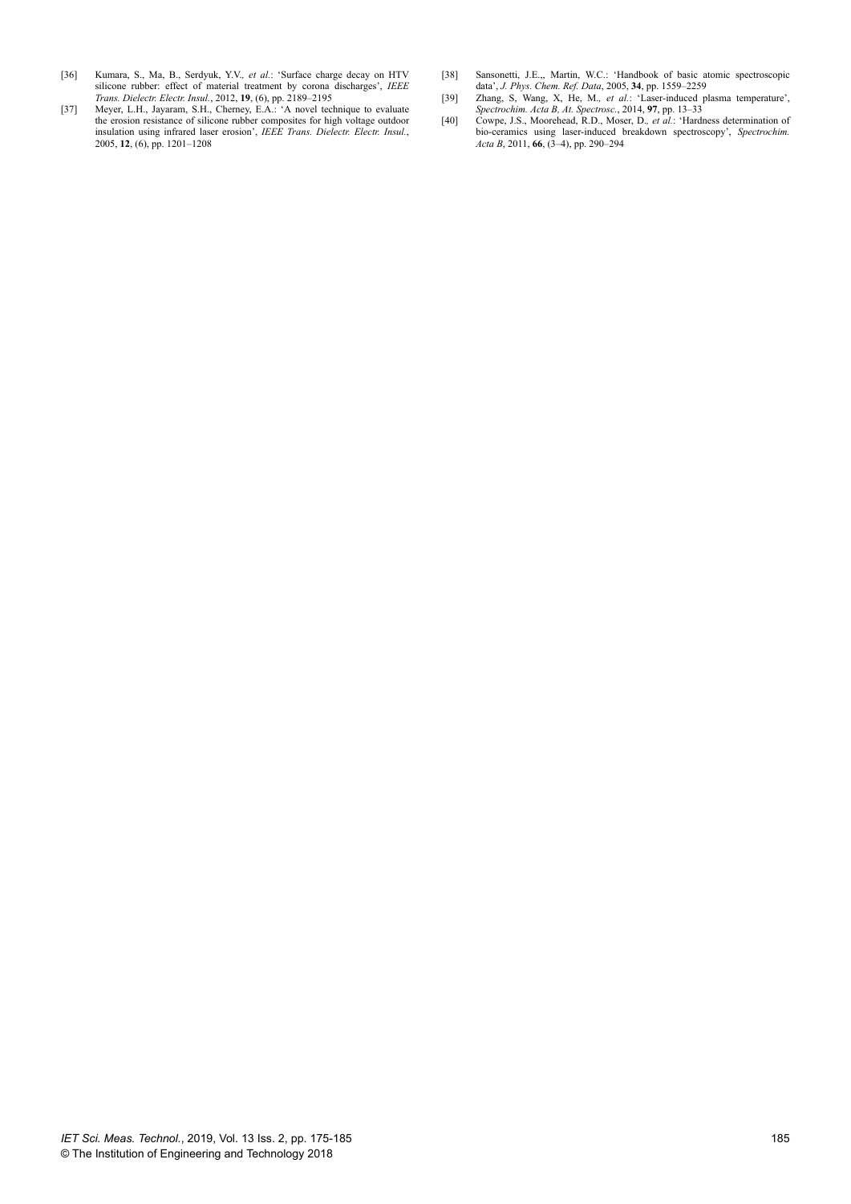[36] Kumara, S., Ma, B., Serdyuk, Y.V., *et al.*: 'Surface charge decay on HTV silicone rubber: effect of material treatment by corona discharges', *IEEE Trans. Dielectr. Electr. Insul.*, 2012, **19**, (6), pp. 2189–2195

[37] Meyer, L.H., Jayaram, S.H., Cherney, E.A.: 'A novel technique to evaluate the erosion resistance of silicone rubber composites for high voltage outdoor insulation using infrared laser erosion', *IEEE Trans. Dielectr. Electr. Insul.*, 2005, **12**, (6), pp. 1201–1208

[38] Sansonetti, J.E.,, Martin, W.C.: 'Handbook of basic atomic spectroscopic data', *J. Phys. Chem. Ref. Data*, 2005, **34**, pp. 1559–2259

[39] Zhang, S, Wang, X, He, M., *et al.*: 'Laser-induced plasma temperature', *Spectrochim. Acta B, At. Spectrosc.*, 2014, **97**, pp. 13–33

[40] Cowpe, J.S., Moorehead, R.D., Moser, D., *et al.*: 'Hardness determination of bio-ceramics using laser-induced breakdown spectroscopy', *Spectrochim. Acta B*, 2011, **66**, (3–4), pp. 290–294